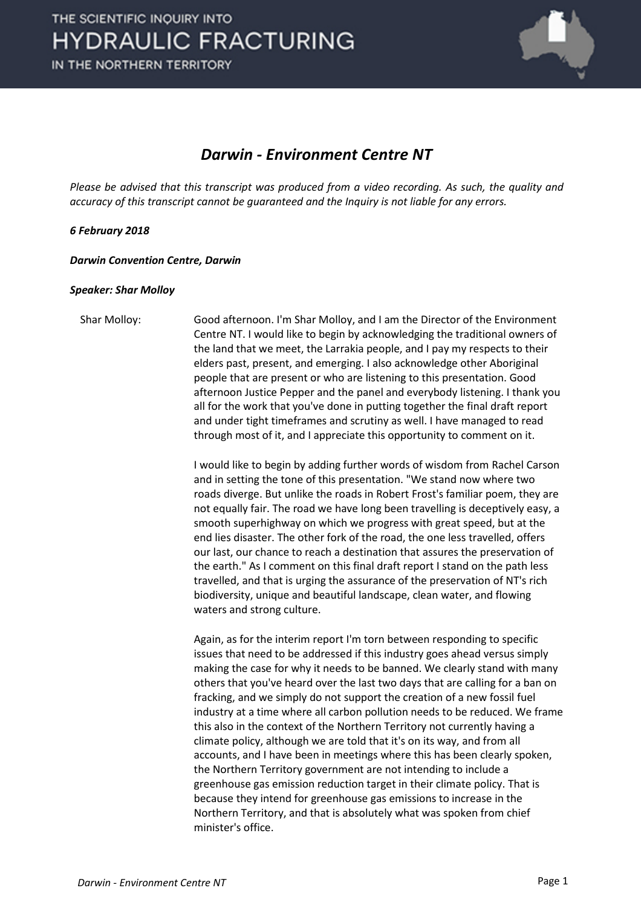## *Darwin - Environment Centre NT*

*Please be advised that this transcript was produced from a video recording. As such, the quality and accuracy of this transcript cannot be guaranteed and the Inquiry is not liable for any errors.*

***6 February 2018***

***Darwin Convention Centre, Darwin***

***Speaker: Shar Molloy***

Shar Molloy: Good afternoon. I'm Shar Molloy, and I am the Director of the Environment Centre NT. I would like to begin by acknowledging the traditional owners of the land that we meet, the Larrakia people, and I pay my respects to their elders past, present, and emerging. I also acknowledge other Aboriginal people that are present or who are listening to this presentation. Good afternoon Justice Pepper and the panel and everybody listening. I thank you all for the work that you've done in putting together the final draft report and under tight timeframes and scrutiny as well. I have managed to read through most of it, and I appreciate this opportunity to comment on it.

I would like to begin by adding further words of wisdom from Rachel Carson and in setting the tone of this presentation. "We stand now where two roads diverge. But unlike the roads in Robert Frost's familiar poem, they are not equally fair. The road we have long been travelling is deceptively easy, a smooth superhighway on which we progress with great speed, but at the end lies disaster. The other fork of the road, the one less travelled, offers our last, our chance to reach a destination that assures the preservation of the earth." As I comment on this final draft report I stand on the path less travelled, and that is urging the assurance of the preservation of NT's rich biodiversity, unique and beautiful landscape, clean water, and flowing waters and strong culture.

Again, as for the interim report I'm torn between responding to specific issues that need to be addressed if this industry goes ahead versus simply making the case for why it needs to be banned. We clearly stand with many others that you've heard over the last two days that are calling for a ban on fracking, and we simply do not support the creation of a new fossil fuel industry at a time where all carbon pollution needs to be reduced. We frame this also in the context of the Northern Territory not currently having a climate policy, although we are told that it's on its way, and from all accounts, and I have been in meetings where this has been clearly spoken, the Northern Territory government are not intending to include a greenhouse gas emission reduction target in their climate policy. That is because they intend for greenhouse gas emissions to increase in the Northern Territory, and that is absolutely what was spoken from chief minister's office.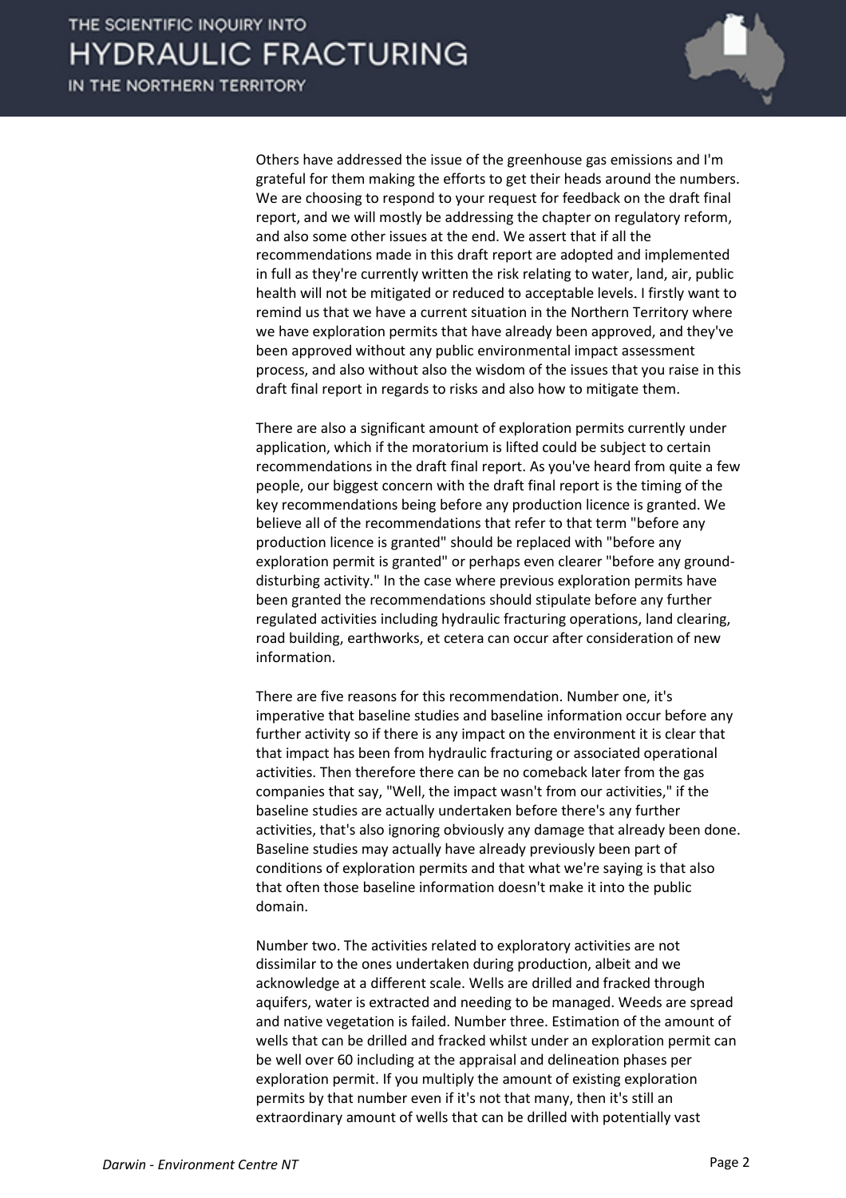Others have addressed the issue of the greenhouse gas emissions and I'm grateful for them making the efforts to get their heads around the numbers. We are choosing to respond to your request for feedback on the draft final report, and we will mostly be addressing the chapter on regulatory reform, and also some other issues at the end. We assert that if all the recommendations made in this draft report are adopted and implemented in full as they're currently written the risk relating to water, land, air, public health will not be mitigated or reduced to acceptable levels. I firstly want to remind us that we have a current situation in the Northern Territory where we have exploration permits that have already been approved, and they've been approved without any public environmental impact assessment process, and also without also the wisdom of the issues that you raise in this draft final report in regards to risks and also how to mitigate them.

There are also a significant amount of exploration permits currently under application, which if the moratorium is lifted could be subject to certain recommendations in the draft final report. As you've heard from quite a few people, our biggest concern with the draft final report is the timing of the key recommendations being before any production licence is granted. We believe all of the recommendations that refer to that term "before any production licence is granted" should be replaced with "before any exploration permit is granted" or perhaps even clearer "before any ground-disturbing activity." In the case where previous exploration permits have been granted the recommendations should stipulate before any further regulated activities including hydraulic fracturing operations, land clearing, road building, earthworks, et cetera can occur after consideration of new information.

There are five reasons for this recommendation. Number one, it's imperative that baseline studies and baseline information occur before any further activity so if there is any impact on the environment it is clear that that impact has been from hydraulic fracturing or associated operational activities. Then therefore there can be no comeback later from the gas companies that say, "Well, the impact wasn't from our activities," if the baseline studies are actually undertaken before there's any further activities, that's also ignoring obviously any damage that already been done. Baseline studies may actually have already previously been part of conditions of exploration permits and that what we're saying is that also that often those baseline information doesn't make it into the public domain.

Number two. The activities related to exploratory activities are not dissimilar to the ones undertaken during production, albeit and we acknowledge at a different scale. Wells are drilled and fracked through aquifers, water is extracted and needing to be managed. Weeds are spread and native vegetation is failed. Number three. Estimation of the amount of wells that can be drilled and fracked whilst under an exploration permit can be well over 60 including at the appraisal and delineation phases per exploration permit. If you multiply the amount of existing exploration permits by that number even if it's not that many, then it's still an extraordinary amount of wells that can be drilled with potentially vast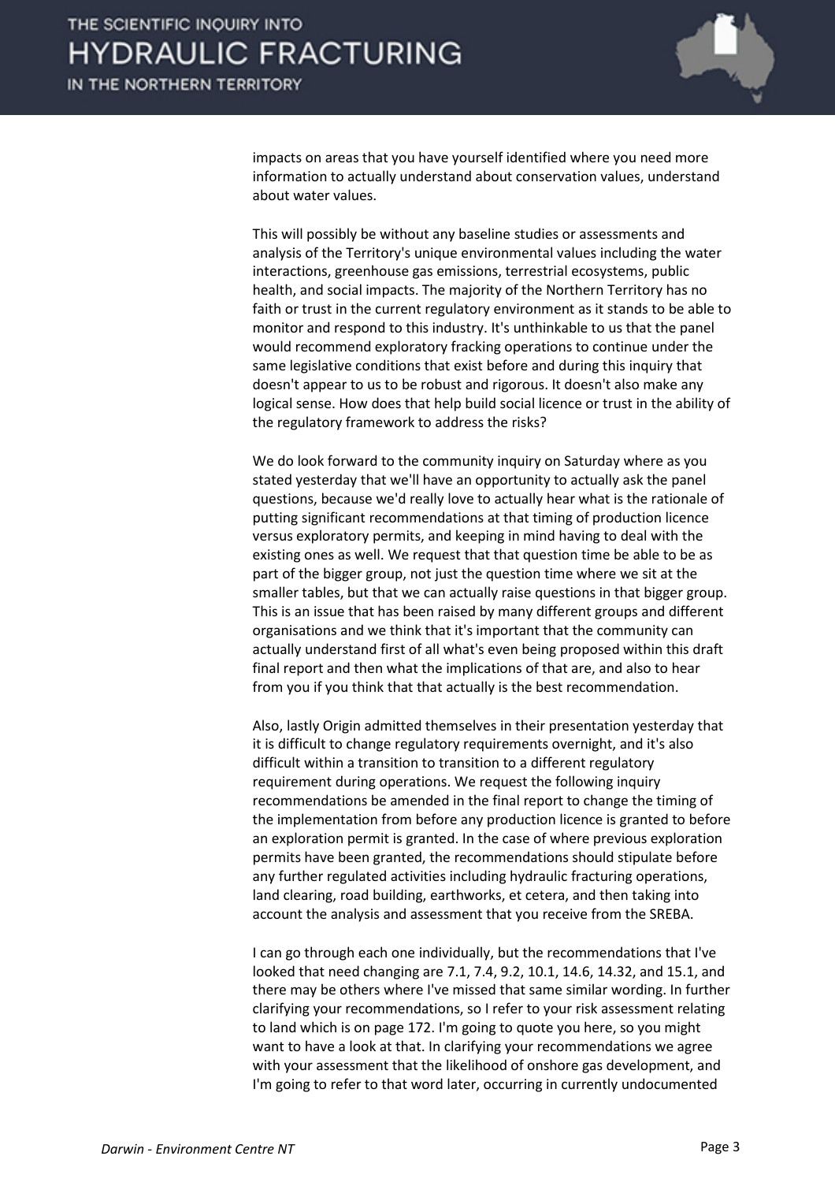impacts on areas that you have yourself identified where you need more information to actually understand about conservation values, understand about water values.

This will possibly be without any baseline studies or assessments and analysis of the Territory's unique environmental values including the water interactions, greenhouse gas emissions, terrestrial ecosystems, public health, and social impacts. The majority of the Northern Territory has no faith or trust in the current regulatory environment as it stands to be able to monitor and respond to this industry. It's unthinkable to us that the panel would recommend exploratory fracking operations to continue under the same legislative conditions that exist before and during this inquiry that doesn't appear to us to be robust and rigorous. It doesn't also make any logical sense. How does that help build social licence or trust in the ability of the regulatory framework to address the risks?

We do look forward to the community inquiry on Saturday where as you stated yesterday that we'll have an opportunity to actually ask the panel questions, because we'd really love to actually hear what is the rationale of putting significant recommendations at that timing of production licence versus exploratory permits, and keeping in mind having to deal with the existing ones as well. We request that that question time be able to be as part of the bigger group, not just the question time where we sit at the smaller tables, but that we can actually raise questions in that bigger group. This is an issue that has been raised by many different groups and different organisations and we think that it's important that the community can actually understand first of all what's even being proposed within this draft final report and then what the implications of that are, and also to hear from you if you think that that actually is the best recommendation.

Also, lastly Origin admitted themselves in their presentation yesterday that it is difficult to change regulatory requirements overnight, and it's also difficult within a transition to transition to a different regulatory requirement during operations. We request the following inquiry recommendations be amended in the final report to change the timing of the implementation from before any production licence is granted to before an exploration permit is granted. In the case of where previous exploration permits have been granted, the recommendations should stipulate before any further regulated activities including hydraulic fracturing operations, land clearing, road building, earthworks, et cetera, and then taking into account the analysis and assessment that you receive from the SREBA.

I can go through each one individually, but the recommendations that I've looked that need changing are 7.1, 7.4, 9.2, 10.1, 14.6, 14.32, and 15.1, and there may be others where I've missed that same similar wording. In further clarifying your recommendations, so I refer to your risk assessment relating to land which is on page 172. I'm going to quote you here, so you might want to have a look at that. In clarifying your recommendations we agree with your assessment that the likelihood of onshore gas development, and I'm going to refer to that word later, occurring in currently undocumented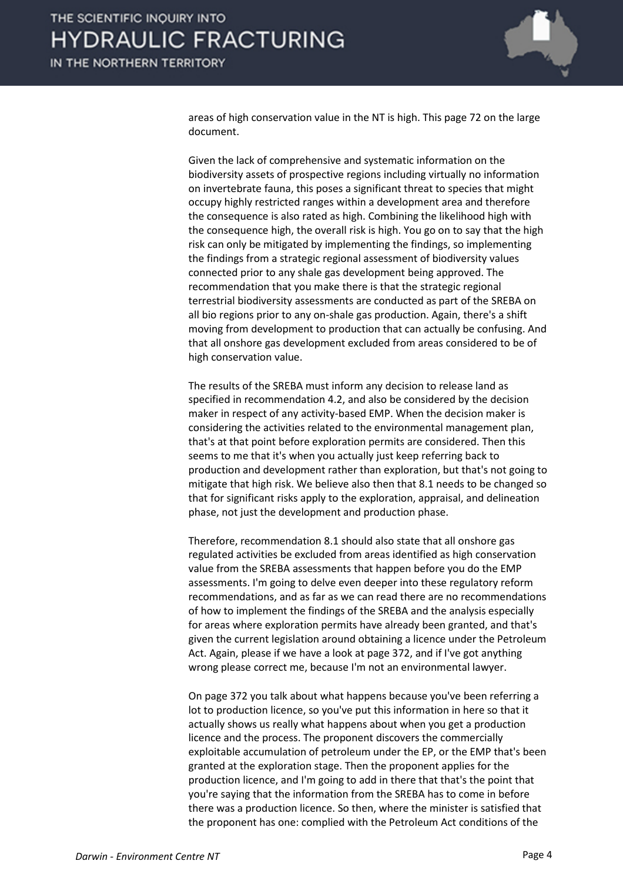areas of high conservation value in the NT is high. This page 72 on the large document.

Given the lack of comprehensive and systematic information on the biodiversity assets of prospective regions including virtually no information on invertebrate fauna, this poses a significant threat to species that might occupy highly restricted ranges within a development area and therefore the consequence is also rated as high. Combining the likelihood high with the consequence high, the overall risk is high. You go on to say that the high risk can only be mitigated by implementing the findings, so implementing the findings from a strategic regional assessment of biodiversity values connected prior to any shale gas development being approved. The recommendation that you make there is that the strategic regional terrestrial biodiversity assessments are conducted as part of the SREBA on all bio regions prior to any on-shale gas production. Again, there's a shift moving from development to production that can actually be confusing. And that all onshore gas development excluded from areas considered to be of high conservation value.

The results of the SREBA must inform any decision to release land as specified in recommendation 4.2, and also be considered by the decision maker in respect of any activity-based EMP. When the decision maker is considering the activities related to the environmental management plan, that's at that point before exploration permits are considered. Then this seems to me that it's when you actually just keep referring back to production and development rather than exploration, but that's not going to mitigate that high risk. We believe also then that 8.1 needs to be changed so that for significant risks apply to the exploration, appraisal, and delineation phase, not just the development and production phase.

Therefore, recommendation 8.1 should also state that all onshore gas regulated activities be excluded from areas identified as high conservation value from the SREBA assessments that happen before you do the EMP assessments. I'm going to delve even deeper into these regulatory reform recommendations, and as far as we can read there are no recommendations of how to implement the findings of the SREBA and the analysis especially for areas where exploration permits have already been granted, and that's given the current legislation around obtaining a licence under the Petroleum Act. Again, please if we have a look at page 372, and if I've got anything wrong please correct me, because I'm not an environmental lawyer.

On page 372 you talk about what happens because you've been referring a lot to production licence, so you've put this information in here so that it actually shows us really what happens about when you get a production licence and the process. The proponent discovers the commercially exploitable accumulation of petroleum under the EP, or the EMP that's been granted at the exploration stage. Then the proponent applies for the production licence, and I'm going to add in there that that's the point that you're saying that the information from the SREBA has to come in before there was a production licence. So then, where the minister is satisfied that the proponent has one: complied with the Petroleum Act conditions of the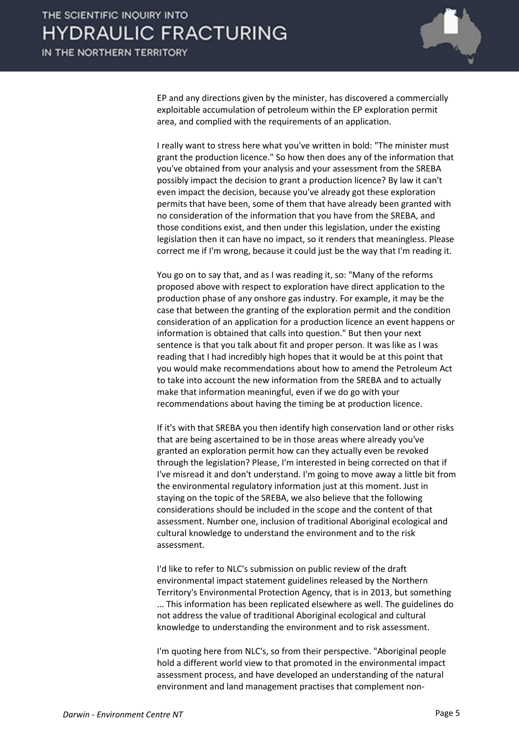EP and any directions given by the minister, has discovered a commercially exploitable accumulation of petroleum within the EP exploration permit area, and complied with the requirements of an application.

I really want to stress here what you've written in bold: "The minister must grant the production licence." So how then does any of the information that you've obtained from your analysis and your assessment from the SREBA possibly impact the decision to grant a production licence? By law it can't even impact the decision, because you've already got these exploration permits that have been, some of them that have already been granted with no consideration of the information that you have from the SREBA, and those conditions exist, and then under this legislation, under the existing legislation then it can have no impact, so it renders that meaningless. Please correct me if I'm wrong, because it could just be the way that I'm reading it.

You go on to say that, and as I was reading it, so: "Many of the reforms proposed above with respect to exploration have direct application to the production phase of any onshore gas industry. For example, it may be the case that between the granting of the exploration permit and the condition consideration of an application for a production licence an event happens or information is obtained that calls into question." But then your next sentence is that you talk about fit and proper person. It was like as I was reading that I had incredibly high hopes that it would be at this point that you would make recommendations about how to amend the Petroleum Act to take into account the new information from the SREBA and to actually make that information meaningful, even if we do go with your recommendations about having the timing be at production licence.

If it's with that SREBA you then identify high conservation land or other risks that are being ascertained to be in those areas where already you've granted an exploration permit how can they actually even be revoked through the legislation? Please, I'm interested in being corrected on that if I've misread it and don't understand. I'm going to move away a little bit from the environmental regulatory information just at this moment. Just in staying on the topic of the SREBA, we also believe that the following considerations should be included in the scope and the content of that assessment. Number one, inclusion of traditional Aboriginal ecological and cultural knowledge to understand the environment and to the risk assessment.

I'd like to refer to NLC's submission on public review of the draft environmental impact statement guidelines released by the Northern Territory's Environmental Protection Agency, that is in 2013, but something ... This information has been replicated elsewhere as well. The guidelines do not address the value of traditional Aboriginal ecological and cultural knowledge to understanding the environment and to risk assessment.

I'm quoting here from NLC's, so from their perspective. "Aboriginal people hold a different world view to that promoted in the environmental impact assessment process, and have developed an understanding of the natural environment and land management practises that complement non-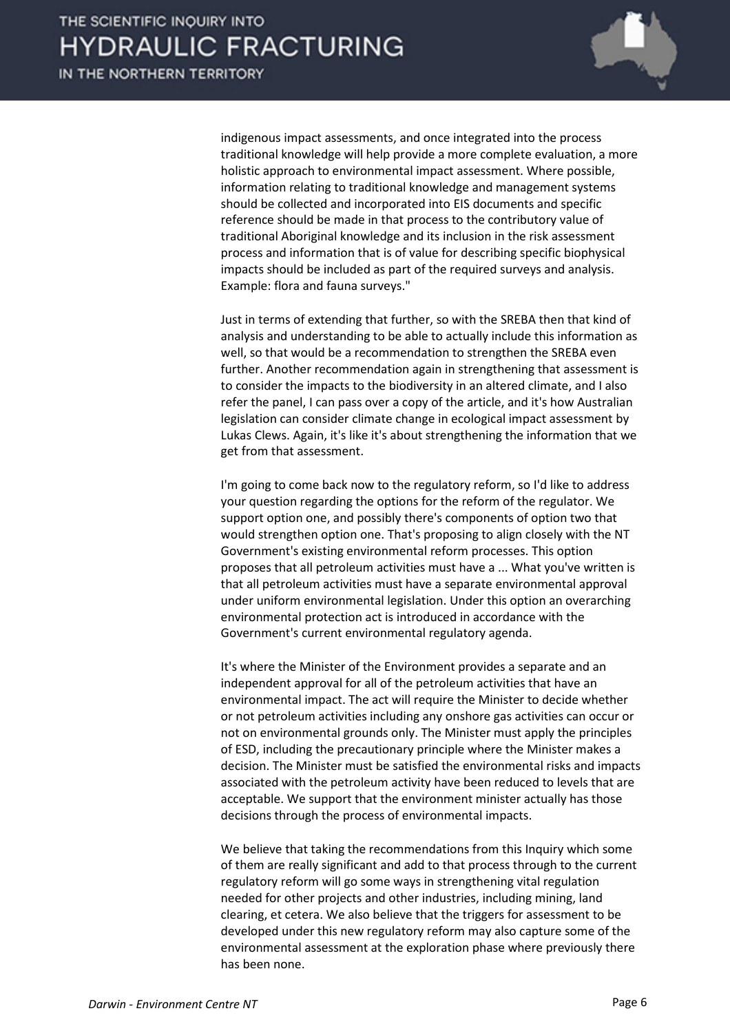indigenous impact assessments, and once integrated into the process traditional knowledge will help provide a more complete evaluation, a more holistic approach to environmental impact assessment. Where possible, information relating to traditional knowledge and management systems should be collected and incorporated into EIS documents and specific reference should be made in that process to the contributory value of traditional Aboriginal knowledge and its inclusion in the risk assessment process and information that is of value for describing specific biophysical impacts should be included as part of the required surveys and analysis. Example: flora and fauna surveys."

Just in terms of extending that further, so with the SREBA then that kind of analysis and understanding to be able to actually include this information as well, so that would be a recommendation to strengthen the SREBA even further. Another recommendation again in strengthening that assessment is to consider the impacts to the biodiversity in an altered climate, and I also refer the panel, I can pass over a copy of the article, and it's how Australian legislation can consider climate change in ecological impact assessment by Lukas Clews. Again, it's like it's about strengthening the information that we get from that assessment.

I'm going to come back now to the regulatory reform, so I'd like to address your question regarding the options for the reform of the regulator. We support option one, and possibly there's components of option two that would strengthen option one. That's proposing to align closely with the NT Government's existing environmental reform processes. This option proposes that all petroleum activities must have a ... What you've written is that all petroleum activities must have a separate environmental approval under uniform environmental legislation. Under this option an overarching environmental protection act is introduced in accordance with the Government's current environmental regulatory agenda.

It's where the Minister of the Environment provides a separate and an independent approval for all of the petroleum activities that have an environmental impact. The act will require the Minister to decide whether or not petroleum activities including any onshore gas activities can occur or not on environmental grounds only. The Minister must apply the principles of ESD, including the precautionary principle where the Minister makes a decision. The Minister must be satisfied the environmental risks and impacts associated with the petroleum activity have been reduced to levels that are acceptable. We support that the environment minister actually has those decisions through the process of environmental impacts.

We believe that taking the recommendations from this Inquiry which some of them are really significant and add to that process through to the current regulatory reform will go some ways in strengthening vital regulation needed for other projects and other industries, including mining, land clearing, et cetera. We also believe that the triggers for assessment to be developed under this new regulatory reform may also capture some of the environmental assessment at the exploration phase where previously there has been none.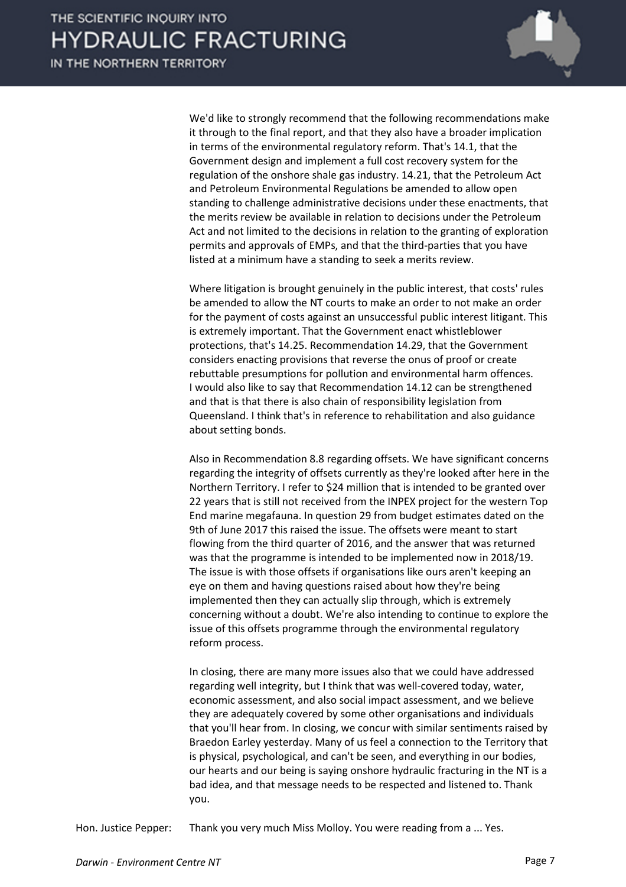We'd like to strongly recommend that the following recommendations make it through to the final report, and that they also have a broader implication in terms of the environmental regulatory reform. That's 14.1, that the Government design and implement a full cost recovery system for the regulation of the onshore shale gas industry. 14.21, that the Petroleum Act and Petroleum Environmental Regulations be amended to allow open standing to challenge administrative decisions under these enactments, that the merits review be available in relation to decisions under the Petroleum Act and not limited to the decisions in relation to the granting of exploration permits and approvals of EMPs, and that the third-parties that you have listed at a minimum have a standing to seek a merits review.

Where litigation is brought genuinely in the public interest, that costs' rules be amended to allow the NT courts to make an order to not make an order for the payment of costs against an unsuccessful public interest litigant. This is extremely important. That the Government enact whistleblower protections, that's 14.25. Recommendation 14.29, that the Government considers enacting provisions that reverse the onus of proof or create rebuttable presumptions for pollution and environmental harm offences. I would also like to say that Recommendation 14.12 can be strengthened and that is that there is also chain of responsibility legislation from Queensland. I think that's in reference to rehabilitation and also guidance about setting bonds.

Also in Recommendation 8.8 regarding offsets. We have significant concerns regarding the integrity of offsets currently as they're looked after here in the Northern Territory. I refer to $24 million that is intended to be granted over 22 years that is still not received from the INPEX project for the western Top End marine megafauna. In question 29 from budget estimates dated on the 9th of June 2017 this raised the issue. The offsets were meant to start flowing from the third quarter of 2016, and the answer that was returned was that the programme is intended to be implemented now in 2018/19. The issue is with those offsets if organisations like ours aren't keeping an eye on them and having questions raised about how they're being implemented then they can actually slip through, which is extremely concerning without a doubt. We're also intending to continue to explore the issue of this offsets programme through the environmental regulatory reform process.

In closing, there are many more issues also that we could have addressed regarding well integrity, but I think that was well-covered today, water, economic assessment, and also social impact assessment, and we believe they are adequately covered by some other organisations and individuals that you'll hear from. In closing, we concur with similar sentiments raised by Braedon Earley yesterday. Many of us feel a connection to the Territory that is physical, psychological, and can't be seen, and everything in our bodies, our hearts and our being is saying onshore hydraulic fracturing in the NT is a bad idea, and that message needs to be respected and listened to. Thank you.

Hon. Justice Pepper: Thank you very much Miss Molloy. You were reading from a ... Yes.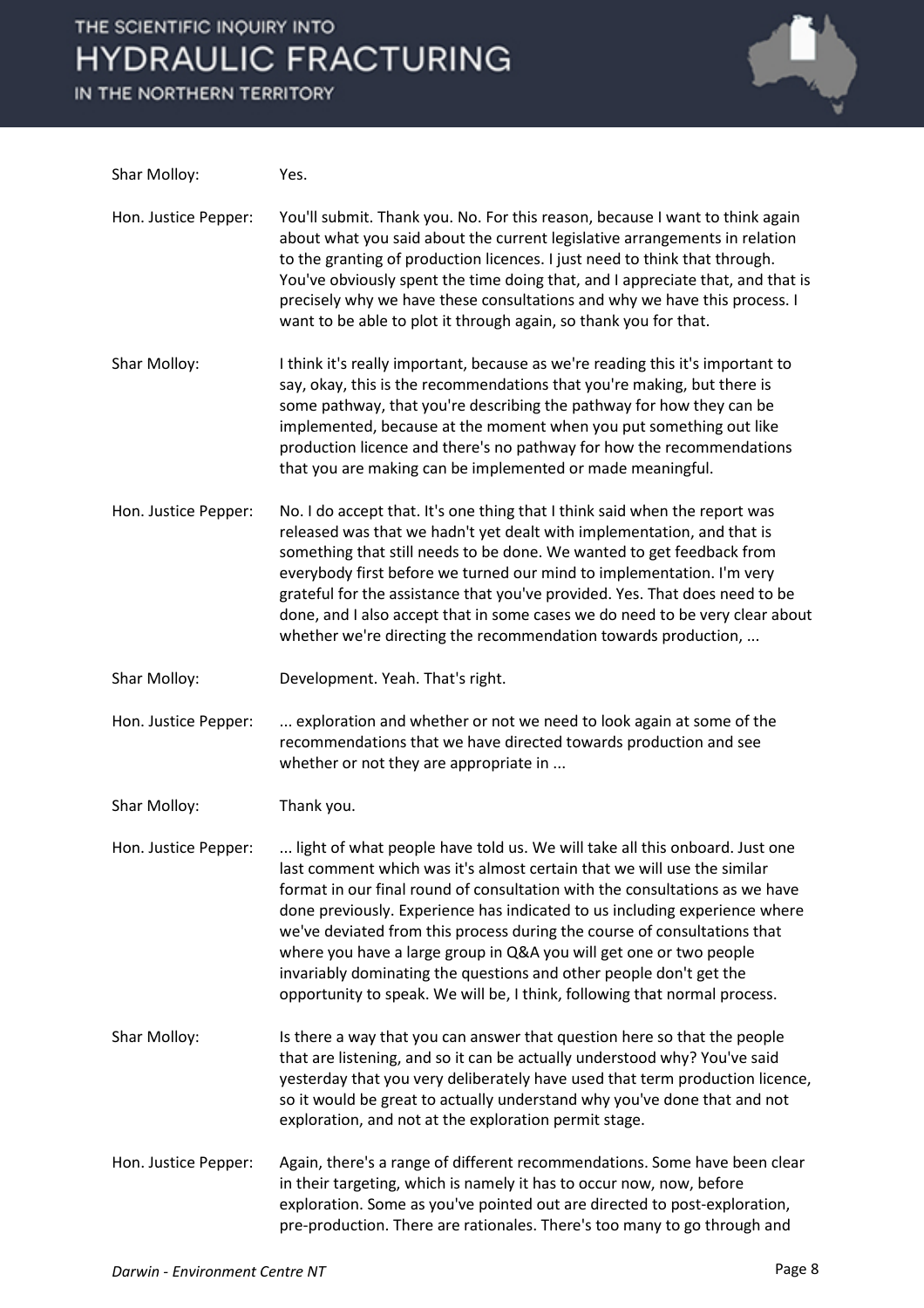Shar Molloy: Yes.

Hon. Justice Pepper: You'll submit. Thank you. No. For this reason, because I want to think again about what you said about the current legislative arrangements in relation to the granting of production licences. I just need to think that through. You've obviously spent the time doing that, and I appreciate that, and that is precisely why we have these consultations and why we have this process. I want to be able to plot it through again, so thank you for that.

Shar Molloy: I think it's really important, because as we're reading this it's important to say, okay, this is the recommendations that you're making, but there is some pathway, that you're describing the pathway for how they can be implemented, because at the moment when you put something out like production licence and there's no pathway for how the recommendations that you are making can be implemented or made meaningful.

Hon. Justice Pepper: No. I do accept that. It's one thing that I think said when the report was released was that we hadn't yet dealt with implementation, and that is something that still needs to be done. We wanted to get feedback from everybody first before we turned our mind to implementation. I'm very grateful for the assistance that you've provided. Yes. That does need to be done, and I also accept that in some cases we do need to be very clear about whether we're directing the recommendation towards production, ...

Shar Molloy: Development. Yeah. That's right.

Hon. Justice Pepper: ... exploration and whether or not we need to look again at some of the recommendations that we have directed towards production and see whether or not they are appropriate in ...

Shar Molloy: Thank you.

Hon. Justice Pepper: ... light of what people have told us. We will take all this onboard. Just one last comment which was it's almost certain that we will use the similar format in our final round of consultation with the consultations as we have done previously. Experience has indicated to us including experience where we've deviated from this process during the course of consultations that where you have a large group in Q&A you will get one or two people invariably dominating the questions and other people don't get the opportunity to speak. We will be, I think, following that normal process.

Shar Molloy: Is there a way that you can answer that question here so that the people that are listening, and so it can be actually understood why? You've said yesterday that you very deliberately have used that term production licence, so it would be great to actually understand why you've done that and not exploration, and not at the exploration permit stage.

Hon. Justice Pepper: Again, there's a range of different recommendations. Some have been clear in their targeting, which is namely it has to occur now, now, before exploration. Some as you've pointed out are directed to post-exploration, pre-production. There are rationales. There's too many to go through and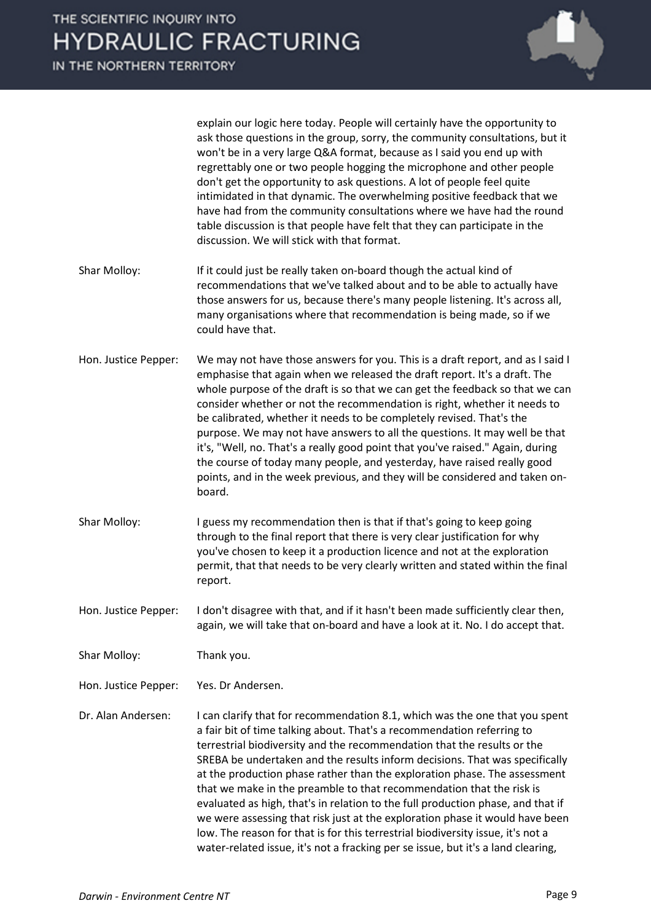explain our logic here today. People will certainly have the opportunity to ask those questions in the group, sorry, the community consultations, but it won't be in a very large Q&A format, because as I said you end up with regrettably one or two people hogging the microphone and other people don't get the opportunity to ask questions. A lot of people feel quite intimidated in that dynamic. The overwhelming positive feedback that we have had from the community consultations where we have had the round table discussion is that people have felt that they can participate in the discussion. We will stick with that format.

**Shar Molloy:** If it could just be really taken on-board though the actual kind of recommendations that we've talked about and to be able to actually have those answers for us, because there's many people listening. It's across all, many organisations where that recommendation is being made, so if we could have that.

**Hon. Justice Pepper:** We may not have those answers for you. This is a draft report, and as I said I emphasise that again when we released the draft report. It's a draft. The whole purpose of the draft is so that we can get the feedback so that we can consider whether or not the recommendation is right, whether it needs to be calibrated, whether it needs to be completely revised. That's the purpose. We may not have answers to all the questions. It may well be that it's, "Well, no. That's a really good point that you've raised." Again, during the course of today many people, and yesterday, have raised really good points, and in the week previous, and they will be considered and taken on-board.

**Shar Molloy:** I guess my recommendation then is that if that's going to keep going through to the final report that there is very clear justification for why you've chosen to keep it a production licence and not at the exploration permit, that that needs to be very clearly written and stated within the final report.

**Hon. Justice Pepper:** I don't disagree with that, and if it hasn't been made sufficiently clear then, again, we will take that on-board and have a look at it. No. I do accept that.

**Shar Molloy:** Thank you.

**Hon. Justice Pepper:** Yes. Dr Andersen.

**Dr. Alan Andersen:** I can clarify that for recommendation 8.1, which was the one that you spent a fair bit of time talking about. That's a recommendation referring to terrestrial biodiversity and the recommendation that the results or the SREBA be undertaken and the results inform decisions. That was specifically at the production phase rather than the exploration phase. The assessment that we make in the preamble to that recommendation that the risk is evaluated as high, that's in relation to the full production phase, and that if we were assessing that risk just at the exploration phase it would have been low. The reason for that is for this terrestrial biodiversity issue, it's not a water-related issue, it's not a fracking per se issue, but it's a land clearing,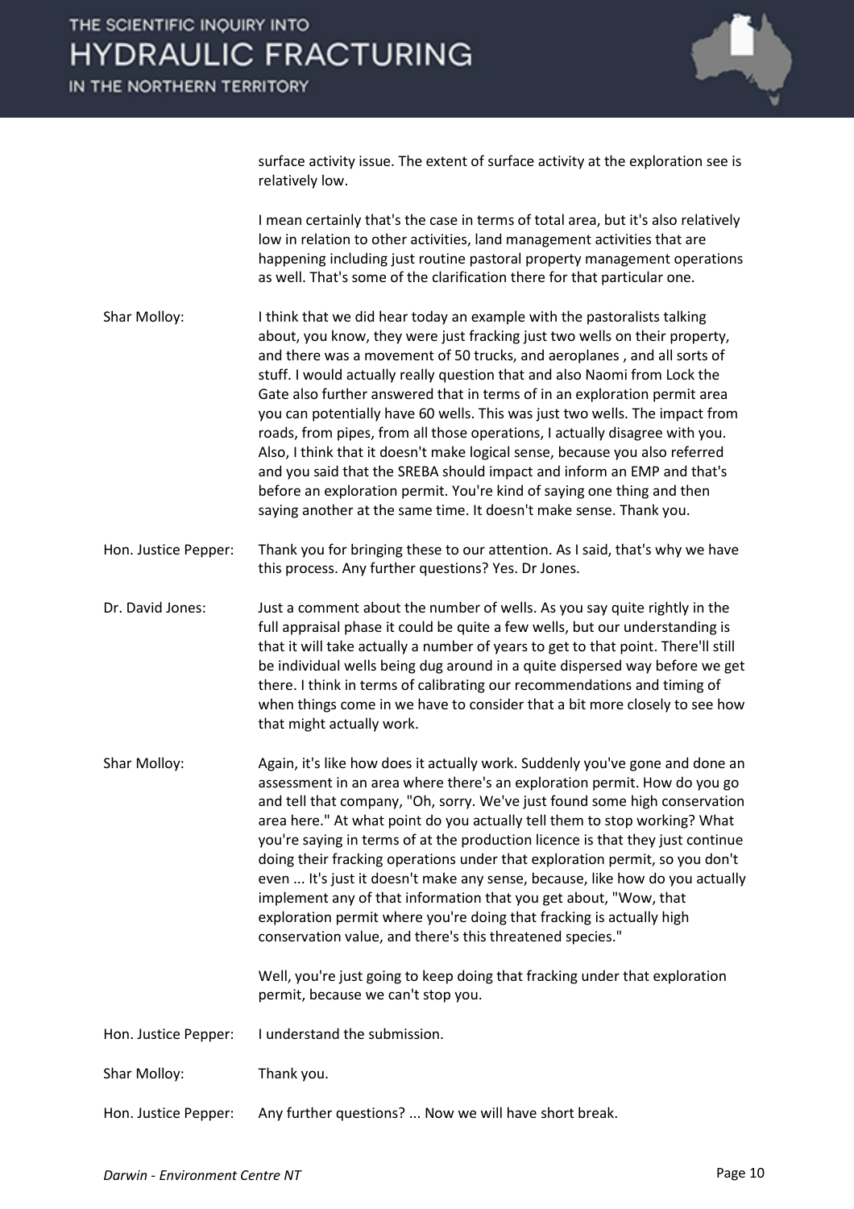surface activity issue. The extent of surface activity at the exploration see is relatively low.

I mean certainly that's the case in terms of total area, but it's also relatively low in relation to other activities, land management activities that are happening including just routine pastoral property management operations as well. That's some of the clarification there for that particular one.

**Shar Molloy:** I think that we did hear today an example with the pastoralists talking about, you know, they were just fracking just two wells on their property, and there was a movement of 50 trucks, and aeroplanes , and all sorts of stuff. I would actually really question that and also Naomi from Lock the Gate also further answered that in terms of in an exploration permit area you can potentially have 60 wells. This was just two wells. The impact from roads, from pipes, from all those operations, I actually disagree with you. Also, I think that it doesn't make logical sense, because you also referred and you said that the SREBA should impact and inform an EMP and that's before an exploration permit. You're kind of saying one thing and then saying another at the same time. It doesn't make sense. Thank you.

**Hon. Justice Pepper:** Thank you for bringing these to our attention. As I said, that's why we have this process. Any further questions? Yes. Dr Jones.

**Dr. David Jones:** Just a comment about the number of wells. As you say quite rightly in the full appraisal phase it could be quite a few wells, but our understanding is that it will take actually a number of years to get to that point. There'll still be individual wells being dug around in a quite dispersed way before we get there. I think in terms of calibrating our recommendations and timing of when things come in we have to consider that a bit more closely to see how that might actually work.

**Shar Molloy:** Again, it's like how does it actually work. Suddenly you've gone and done an assessment in an area where there's an exploration permit. How do you go and tell that company, "Oh, sorry. We've just found some high conservation area here." At what point do you actually tell them to stop working? What you're saying in terms of at the production licence is that they just continue doing their fracking operations under that exploration permit, so you don't even ... It's just it doesn't make any sense, because, like how do you actually implement any of that information that you get about, "Wow, that exploration permit where you're doing that fracking is actually high conservation value, and there's this threatened species."

Well, you're just going to keep doing that fracking under that exploration permit, because we can't stop you.

**Hon. Justice Pepper:** I understand the submission.

**Shar Molloy:** Thank you.

**Hon. Justice Pepper:** Any further questions? ... Now we will have short break.